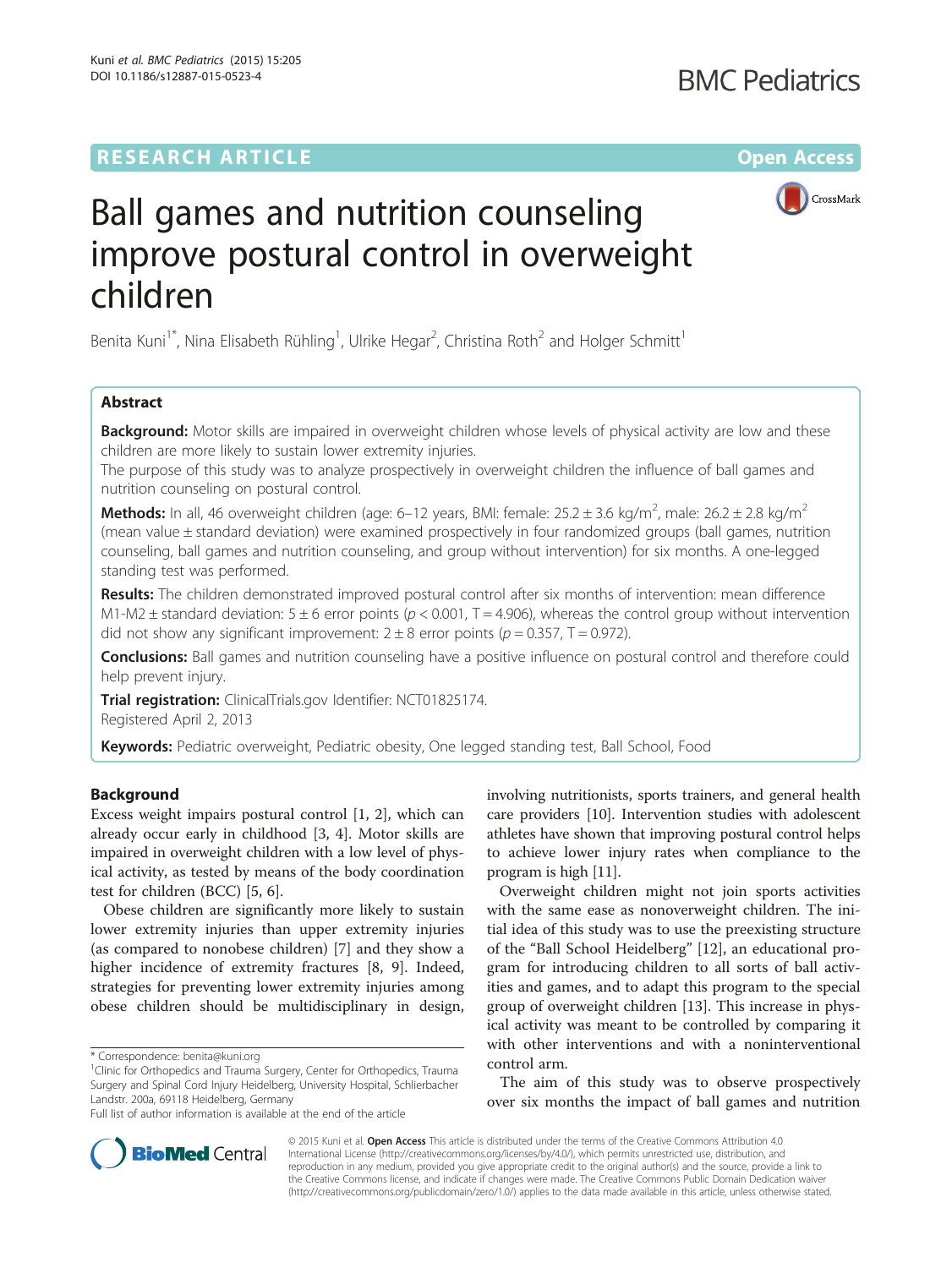RESEARCH ARTICLE

Open Access

# Ball games and nutrition counseling improve postural control in overweight children

Benita Kuni[1*], Nina Elisabeth Rühling[1], Ulrike Hegar[2], Christina Roth[2] and Holger Schmitt[1]

## Abstract

**Background:** Motor skills are impaired in overweight children whose levels of physical activity are low and these children are more likely to sustain lower extremity injuries.

The purpose of this study was to analyze prospectively in overweight children the influence of ball games and nutrition counseling on postural control.

**Methods:** In all, 46 overweight children (age: 6–12 years, BMI: female: 25.2 ± 3.6 kg/m$^2$, male: 26.2 ± 2.8 kg/m$^2$ (mean value ± standard deviation) were examined prospectively in four randomized groups (ball games, nutrition counseling, ball games and nutrition counseling, and group without intervention) for six months. A one-legged standing test was performed.

**Results:** The children demonstrated improved postural control after six months of intervention: mean difference M1-M2 ± standard deviation: 5 ± 6 error points ($p < 0.001$, T = 4.906), whereas the control group without intervention did not show any significant improvement: 2 ± 8 error points ($p = 0.357$, T = 0.972).

**Conclusions:** Ball games and nutrition counseling have a positive influence on postural control and therefore could help prevent injury.

**Trial registration:** ClinicalTrials.gov Identifier: NCT01825174.
Registered April 2, 2013

**Keywords:** Pediatric overweight, Pediatric obesity, One legged standing test, Ball School, Food

## Background

Excess weight impairs postural control [1, 2], which can already occur early in childhood [3, 4]. Motor skills are impaired in overweight children with a low level of physical activity, as tested by means of the body coordination test for children (BCC) [5, 6].

Obese children are significantly more likely to sustain lower extremity injuries than upper extremity injuries (as compared to nonobese children) [7] and they show a higher incidence of extremity fractures [8, 9]. Indeed, strategies for preventing lower extremity injuries among obese children should be multidisciplinary in design, involving nutritionists, sports trainers, and general health care providers [10]. Intervention studies with adolescent athletes have shown that improving postural control helps to achieve lower injury rates when compliance to the program is high [11].

Overweight children might not join sports activities with the same ease as nonoverweight children. The initial idea of this study was to use the preexisting structure of the "Ball School Heidelberg" [12], an educational program for introducing children to all sorts of ball activities and games, and to adapt this program to the special group of overweight children [13]. This increase in physical activity was meant to be controlled by comparing it with other interventions and with a noninterventional control arm.

The aim of this study was to observe prospectively over six months the impact of ball games and nutrition

* Correspondence: benita@kuni.org
[1]Clinic for Orthopedics and Trauma Surgery, Center for Orthopedics, Trauma Surgery and Spinal Cord Injury Heidelberg, University Hospital, Schlierbacher Landstr. 200a, 69118 Heidelberg, Germany
Full list of author information is available at the end of the article

© 2015 Kuni et al. **Open Access** This article is distributed under the terms of the Creative Commons Attribution 4.0 International License (http://creativecommons.org/licenses/by/4.0/), which permits unrestricted use, distribution, and reproduction in any medium, provided you give appropriate credit to the original author(s) and the source, provide a link to the Creative Commons license, and indicate if changes were made. The Creative Commons Public Domain Dedication waiver (http://creativecommons.org/publicdomain/zero/1.0/) applies to the data made available in this article, unless otherwise stated.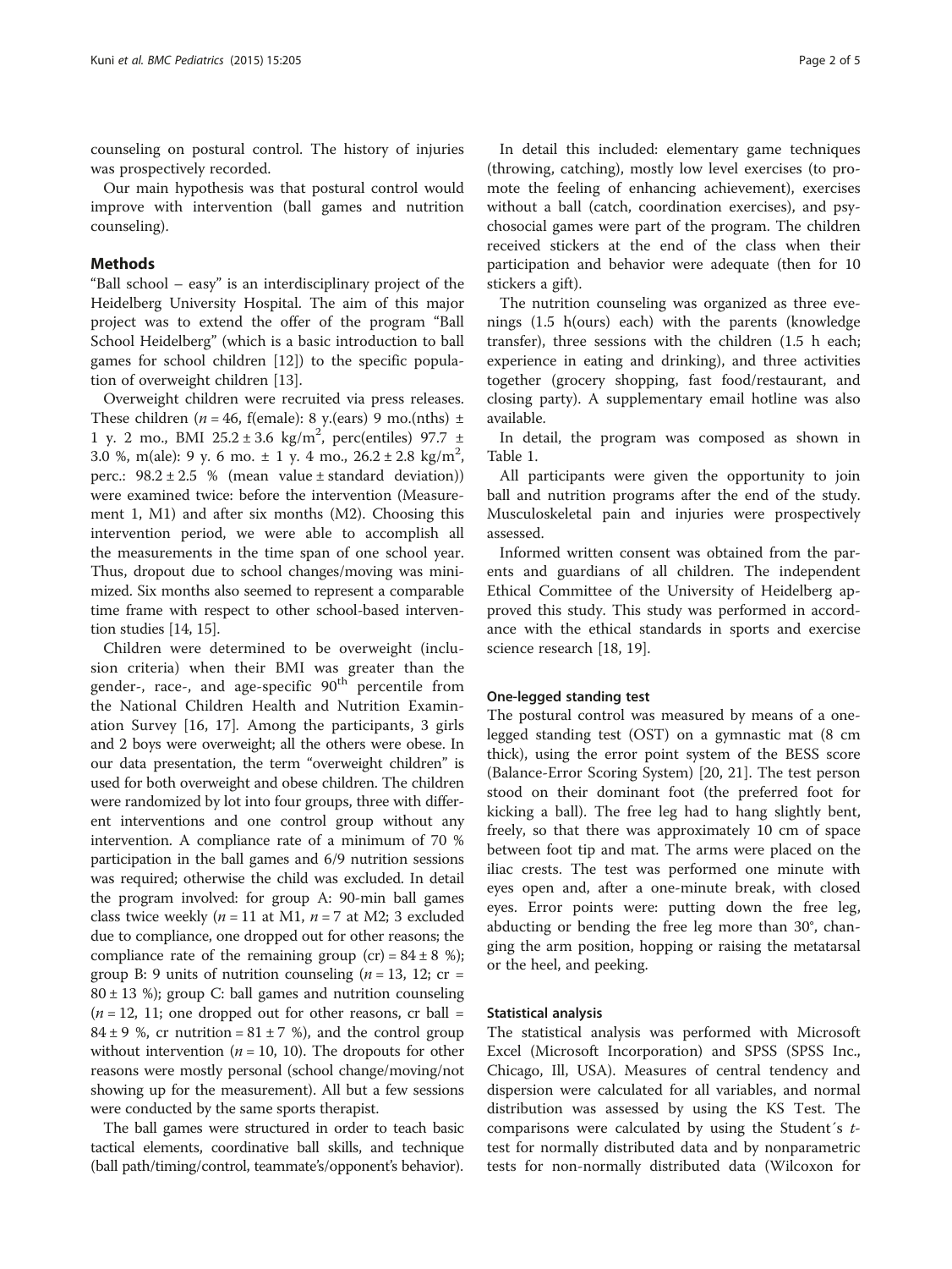counseling on postural control. The history of injuries was prospectively recorded.

Our main hypothesis was that postural control would improve with intervention (ball games and nutrition counseling).

## Methods

"Ball school – easy" is an interdisciplinary project of the Heidelberg University Hospital. The aim of this major project was to extend the offer of the program "Ball School Heidelberg" (which is a basic introduction to ball games for school children [12]) to the specific population of overweight children [13].

Overweight children were recruited via press releases. These children ($n = 46$, f(emale): 8 y.(ears) 9 mo.(nths) ± 1 y. 2 mo., BMI $25.2 \pm 3.6$ kg/m$^2$, perc(entiles) $97.7 \pm 3.0$ %, m(ale): 9 y. 6 mo. ± 1 y. 4 mo., $26.2 \pm 2.8$ kg/m$^2$, perc.: $98.2 \pm 2.5$ % (mean value ± standard deviation)) were examined twice: before the intervention (Measurement 1, M1) and after six months (M2). Choosing this intervention period, we were able to accomplish all the measurements in the time span of one school year. Thus, dropout due to school changes/moving was minimized. Six months also seemed to represent a comparable time frame with respect to other school-based intervention studies [14, 15].

Children were determined to be overweight (inclusion criteria) when their BMI was greater than the gender-, race-, and age-specific 90$^{th}$ percentile from the National Children Health and Nutrition Examination Survey [16, 17]. Among the participants, 3 girls and 2 boys were overweight; all the others were obese. In our data presentation, the term "overweight children" is used for both overweight and obese children. The children were randomized by lot into four groups, three with different interventions and one control group without any intervention. A compliance rate of a minimum of 70 % participation in the ball games and 6/9 nutrition sessions was required; otherwise the child was excluded. In detail the program involved: for group A: 90-min ball games class twice weekly ($n = 11$ at M1, $n = 7$ at M2; 3 excluded due to compliance, one dropped out for other reasons; the compliance rate of the remaining group (cr) = $84 \pm 8$ %); group B: 9 units of nutrition counseling ($n = 13$, 12; cr = $80 \pm 13$ %); group C: ball games and nutrition counseling ($n = 12$, 11; one dropped out for other reasons, cr ball = $84 \pm 9$ %, cr nutrition = $81 \pm 7$ %), and the control group without intervention ($n = 10$, 10). The dropouts for other reasons were mostly personal (school change/moving/not showing up for the measurement). All but a few sessions were conducted by the same sports therapist.

The ball games were structured in order to teach basic tactical elements, coordinative ball skills, and technique (ball path/timing/control, teammate's/opponent's behavior).

In detail this included: elementary game techniques (throwing, catching), mostly low level exercises (to promote the feeling of enhancing achievement), exercises without a ball (catch, coordination exercises), and psychosocial games were part of the program. The children received stickers at the end of the class when their participation and behavior were adequate (then for 10 stickers a gift).

The nutrition counseling was organized as three evenings (1.5 h(ours) each) with the parents (knowledge transfer), three sessions with the children (1.5 h each; experience in eating and drinking), and three activities together (grocery shopping, fast food/restaurant, and closing party). A supplementary email hotline was also available.

In detail, the program was composed as shown in Table 1.

All participants were given the opportunity to join ball and nutrition programs after the end of the study. Musculoskeletal pain and injuries were prospectively assessed.

Informed written consent was obtained from the parents and guardians of all children. The independent Ethical Committee of the University of Heidelberg approved this study. This study was performed in accordance with the ethical standards in sports and exercise science research [18, 19].

### One-legged standing test

The postural control was measured by means of a one-legged standing test (OST) on a gymnastic mat (8 cm thick), using the error point system of the BESS score (Balance-Error Scoring System) [20, 21]. The test person stood on their dominant foot (the preferred foot for kicking a ball). The free leg had to hang slightly bent, freely, so that there was approximately 10 cm of space between foot tip and mat. The arms were placed on the iliac crests. The test was performed one minute with eyes open and, after a one-minute break, with closed eyes. Error points were: putting down the free leg, abducting or bending the free leg more than 30°, changing the arm position, hopping or raising the metatarsal or the heel, and peeking.

### Statistical analysis

The statistical analysis was performed with Microsoft Excel (Microsoft Incorporation) and SPSS (SPSS Inc., Chicago, Ill, USA). Measures of central tendency and dispersion were calculated for all variables, and normal distribution was assessed by using the KS Test. The comparisons were calculated by using the Student´s *t*-test for normally distributed data and by nonparametric tests for non-normally distributed data (Wilcoxon for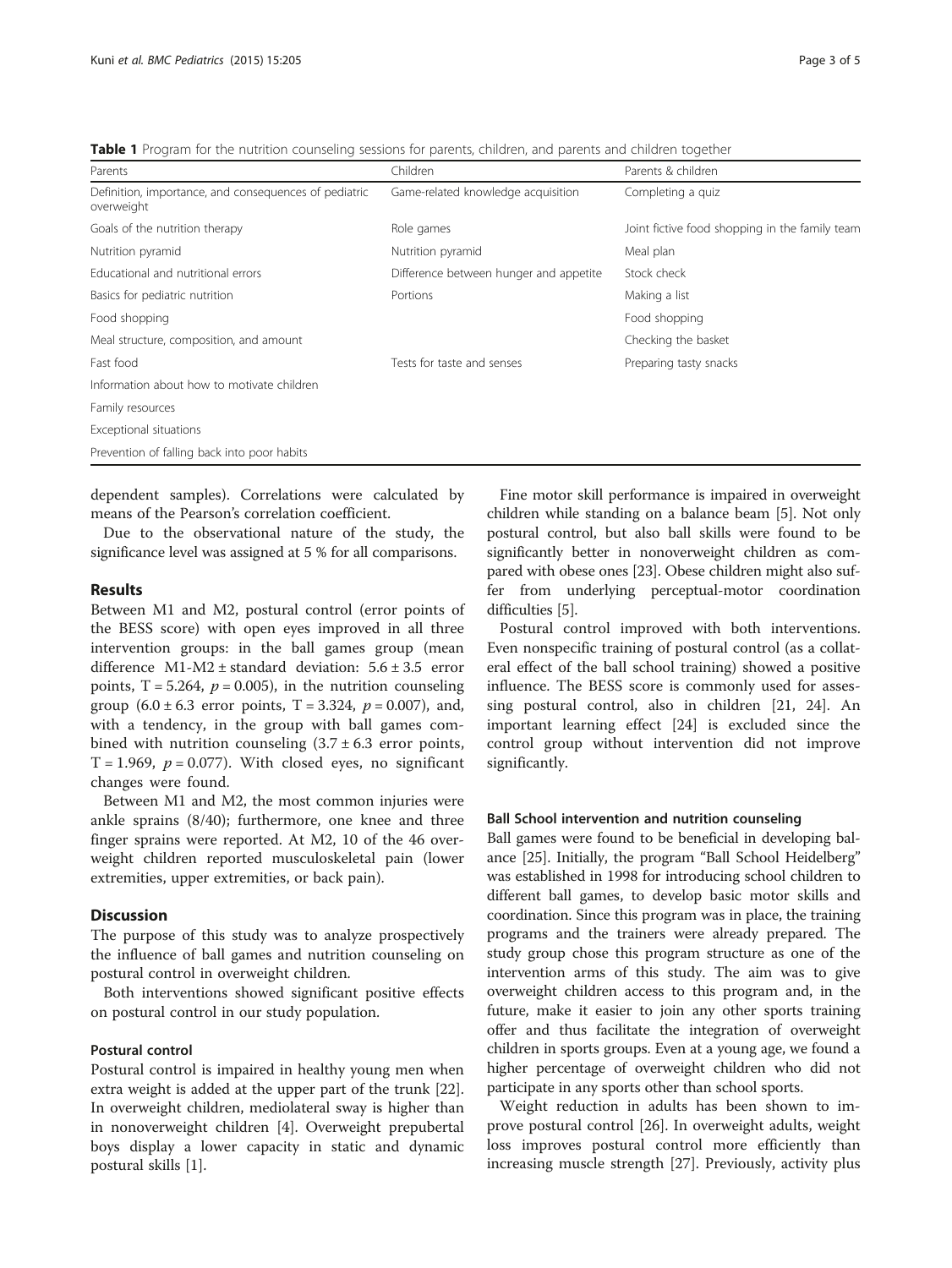**Table 1** Program for the nutrition counseling sessions for parents, children, and parents and children together

| Parents | Children | Parents & children |
|---|---|---|
| Definition, importance, and consequences of pediatric overweight | Game-related knowledge acquisition | Completing a quiz |
| Goals of the nutrition therapy | Role games | Joint fictive food shopping in the family team |
| Nutrition pyramid | Nutrition pyramid | Meal plan |
| Educational and nutritional errors | Difference between hunger and appetite | Stock check |
| Basics for pediatric nutrition | Portions | Making a list |
| Food shopping | | Food shopping |
| Meal structure, composition, and amount | | Checking the basket |
| Fast food | Tests for taste and senses | Preparing tasty snacks |
| Information about how to motivate children | | |
| Family resources | | |
| Exceptional situations | | |
| Prevention of falling back into poor habits | | |

dependent samples). Correlations were calculated by means of the Pearson's correlation coefficient.

Due to the observational nature of the study, the significance level was assigned at 5 % for all comparisons.

## Results

Between M1 and M2, postural control (error points of the BESS score) with open eyes improved in all three intervention groups: in the ball games group (mean difference M1-M2 ± standard deviation: $5.6 \pm 3.5$ error points, $T = 5.264$, $p = 0.005$), in the nutrition counseling group ($6.0 \pm 6.3$ error points, $T = 3.324$, $p = 0.007$), and, with a tendency, in the group with ball games combined with nutrition counseling ($3.7 \pm 6.3$ error points, $T = 1.969$, $p = 0.077$). With closed eyes, no significant changes were found.

Between M1 and M2, the most common injuries were ankle sprains (8/40); furthermore, one knee and three finger sprains were reported. At M2, 10 of the 46 overweight children reported musculoskeletal pain (lower extremities, upper extremities, or back pain).

## Discussion

The purpose of this study was to analyze prospectively the influence of ball games and nutrition counseling on postural control in overweight children.

Both interventions showed significant positive effects on postural control in our study population.

### Postural control

Postural control is impaired in healthy young men when extra weight is added at the upper part of the trunk [22]. In overweight children, mediolateral sway is higher than in nonoverweight children [4]. Overweight prepubertal boys display a lower capacity in static and dynamic postural skills [1].

Fine motor skill performance is impaired in overweight children while standing on a balance beam [5]. Not only postural control, but also ball skills were found to be significantly better in nonoverweight children as compared with obese ones [23]. Obese children might also suffer from underlying perceptual-motor coordination difficulties [5].

Postural control improved with both interventions. Even nonspecific training of postural control (as a collateral effect of the ball school training) showed a positive influence. The BESS score is commonly used for assessing postural control, also in children [21, 24]. An important learning effect [24] is excluded since the control group without intervention did not improve significantly.

### Ball School intervention and nutrition counseling

Ball games were found to be beneficial in developing balance [25]. Initially, the program "Ball School Heidelberg" was established in 1998 for introducing school children to different ball games, to develop basic motor skills and coordination. Since this program was in place, the training programs and the trainers were already prepared. The study group chose this program structure as one of the intervention arms of this study. The aim was to give overweight children access to this program and, in the future, make it easier to join any other sports training offer and thus facilitate the integration of overweight children in sports groups. Even at a young age, we found a higher percentage of overweight children who did not participate in any sports other than school sports.

Weight reduction in adults has been shown to improve postural control [26]. In overweight adults, weight loss improves postural control more efficiently than increasing muscle strength [27]. Previously, activity plus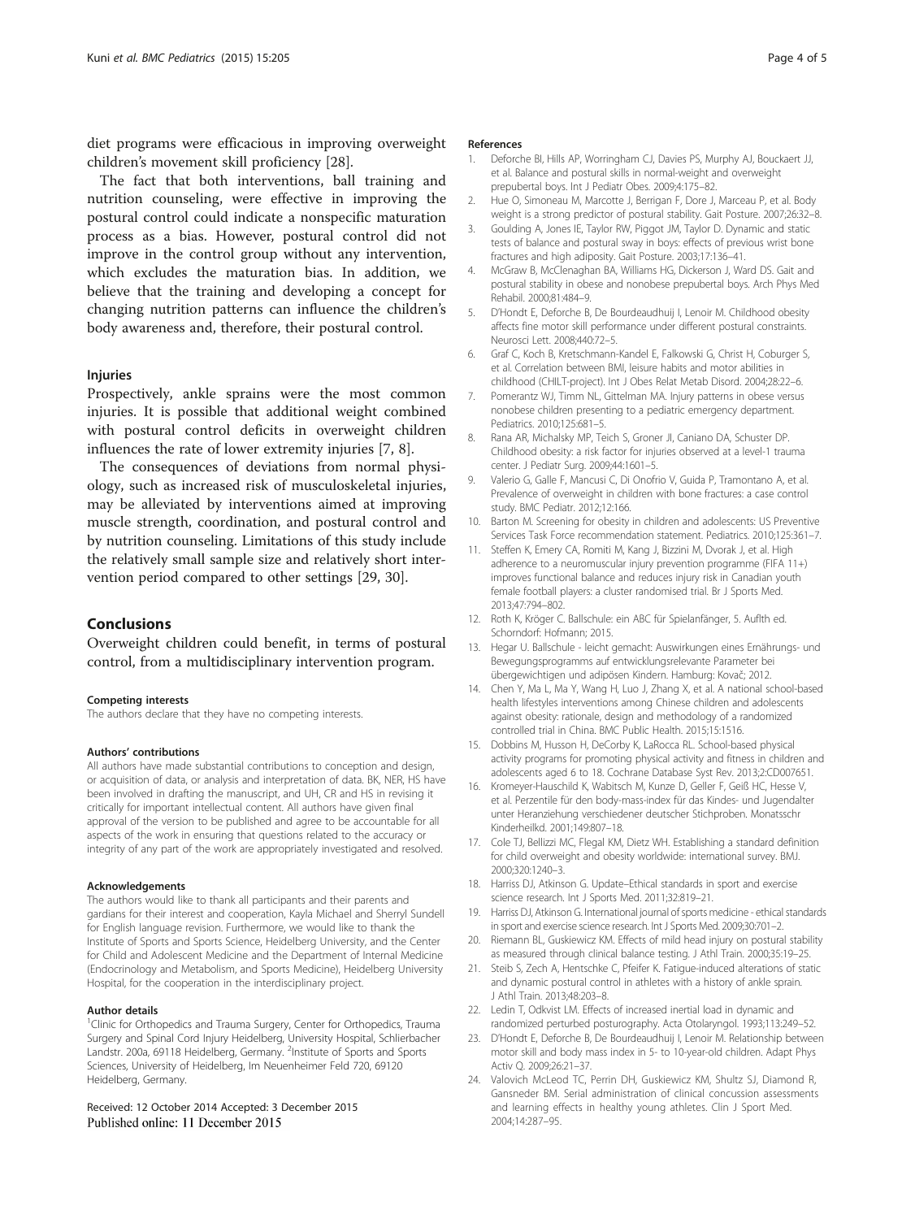diet programs were efficacious in improving overweight children's movement skill proficiency [28].

The fact that both interventions, ball training and nutrition counseling, were effective in improving the postural control could indicate a nonspecific maturation process as a bias. However, postural control did not improve in the control group without any intervention, which excludes the maturation bias. In addition, we believe that the training and developing a concept for changing nutrition patterns can influence the children's body awareness and, therefore, their postural control.

### Injuries

Prospectively, ankle sprains were the most common injuries. It is possible that additional weight combined with postural control deficits in overweight children influences the rate of lower extremity injuries [7, 8].

The consequences of deviations from normal physiology, such as increased risk of musculoskeletal injuries, may be alleviated by interventions aimed at improving muscle strength, coordination, and postural control and by nutrition counseling. Limitations of this study include the relatively small sample size and relatively short intervention period compared to other settings [29, 30].

## Conclusions

Overweight children could benefit, in terms of postural control, from a multidisciplinary intervention program.

#### Competing interests

The authors declare that they have no competing interests.

#### Authors' contributions

All authors have made substantial contributions to conception and design, or acquisition of data, or analysis and interpretation of data. BK, NER, HS have been involved in drafting the manuscript, and UH, CR and HS in revising it critically for important intellectual content. All authors have given final approval of the version to be published and agree to be accountable for all aspects of the work in ensuring that questions related to the accuracy or integrity of any part of the work are appropriately investigated and resolved.

#### Acknowledgements

The authors would like to thank all participants and their parents and gardians for their interest and cooperation, Kayla Michael and Sherryl Sundell for English language revision. Furthermore, we would like to thank the Institute of Sports and Sports Science, Heidelberg University, and the Center for Child and Adolescent Medicine and the Department of Internal Medicine (Endocrinology and Metabolism, and Sports Medicine), Heidelberg University Hospital, for the cooperation in the interdisciplinary project.

#### Author details

[1]Clinic for Orthopedics and Trauma Surgery, Center for Orthopedics, Trauma Surgery and Spinal Cord Injury Heidelberg, University Hospital, Schlierbacher Landstr. 200a, 69118 Heidelberg, Germany. [2]Institute of Sports and Sports Sciences, University of Heidelberg, Im Neuenheimer Feld 720, 69120 Heidelberg, Germany.

Received: 12 October 2014 Accepted: 3 December 2015
Published online: 11 December 2015

#### References

1. Deforche BI, Hills AP, Worringham CJ, Davies PS, Murphy AJ, Bouckaert JJ, et al. Balance and postural skills in normal-weight and overweight prepubertal boys. Int J Pediatr Obes. 2009;4:175–82.
2. Hue O, Simoneau M, Marcotte J, Berrigan F, Dore J, Marceau P, et al. Body weight is a strong predictor of postural stability. Gait Posture. 2007;26:32–8.
3. Goulding A, Jones IE, Taylor RW, Piggot JM, Taylor D. Dynamic and static tests of balance and postural sway in boys: effects of previous wrist bone fractures and high adiposity. Gait Posture. 2003;17:136–41.
4. McGraw B, McClenaghan BA, Williams HG, Dickerson J, Ward DS. Gait and postural stability in obese and nonobese prepubertal boys. Arch Phys Med Rehabil. 2000;81:484–9.
5. D'Hondt E, Deforche B, De Bourdeaudhuij I, Lenoir M. Childhood obesity affects fine motor skill performance under different postural constraints. Neurosci Lett. 2008;440:72–5.
6. Graf C, Koch B, Kretschmann-Kandel E, Falkowski G, Christ H, Coburger S, et al. Correlation between BMI, leisure habits and motor abilities in childhood (CHILT-project). Int J Obes Relat Metab Disord. 2004;28:22–6.
7. Pomerantz WJ, Timm NL, Gittelman MA. Injury patterns in obese versus nonobese children presenting to a pediatric emergency department. Pediatrics. 2010;125:681–5.
8. Rana AR, Michalsky MP, Teich S, Groner JI, Caniano DA, Schuster DP. Childhood obesity: a risk factor for injuries observed at a level-1 trauma center. J Pediatr Surg. 2009;44:1601–5.
9. Valerio G, Galle F, Mancusi C, Di Onofrio V, Guida P, Tramontano A, et al. Prevalence of overweight in children with bone fractures: a case control study. BMC Pediatr. 2012;12:166.
10. Barton M. Screening for obesity in children and adolescents: US Preventive Services Task Force recommendation statement. Pediatrics. 2010;125:361–7.
11. Steffen K, Emery CA, Romiti M, Kang J, Bizzini M, Dvorak J, et al. High adherence to a neuromuscular injury prevention programme (FIFA 11+) improves functional balance and reduces injury risk in Canadian youth female football players: a cluster randomised trial. Br J Sports Med. 2013;47:794–802.
12. Roth K, Kröger C. Ballschule: ein ABC für Spielanfänger, 5. Auflth ed. Schorndorf: Hofmann; 2015.
13. Hegar U. Ballschule - leicht gemacht: Auswirkungen eines Ernährungs- und Bewegungsprogramms auf entwicklungsrelevante Parameter bei übergewichtigen und adipösen Kindern. Hamburg: Kovač; 2012.
14. Chen Y, Ma L, Ma Y, Wang H, Luo J, Zhang X, et al. A national school-based health lifestyles interventions among Chinese children and adolescents against obesity: rationale, design and methodology of a randomized controlled trial in China. BMC Public Health. 2015;15:1516.
15. Dobbins M, Husson H, DeCorby K, LaRocca RL. School-based physical activity programs for promoting physical activity and fitness in children and adolescents aged 6 to 18. Cochrane Database Syst Rev. 2013;2:CD007651.
16. Kromeyer-Hauschild K, Wabitsch M, Kunze D, Geller F, Geiß HC, Hesse V, et al. Perzentile für den body-mass-index für das Kindes- und Jugendalter unter Heranziehung verschiedener deutscher Stichproben. Monatsschr Kinderheilkd. 2001;149:807–18.
17. Cole TJ, Bellizzi MC, Flegal KM, Dietz WH. Establishing a standard definition for child overweight and obesity worldwide: international survey. BMJ. 2000;320:1240–3.
18. Harriss DJ, Atkinson G. Update–Ethical standards in sport and exercise science research. Int J Sports Med. 2011;32:819–21.
19. Harriss DJ, Atkinson G. International journal of sports medicine - ethical standards in sport and exercise science research. Int J Sports Med. 2009;30:701–2.
20. Riemann BL, Guskiewicz KM. Effects of mild head injury on postural stability as measured through clinical balance testing. J Athl Train. 2000;35:19–25.
21. Steib S, Zech A, Hentschke C, Pfeifer K. Fatigue-induced alterations of static and dynamic postural control in athletes with a history of ankle sprain. J Athl Train. 2013;48:203–8.
22. Ledin T, Odkvist LM. Effects of increased inertial load in dynamic and randomized perturbed posturography. Acta Otolaryngol. 1993;113:249–52.
23. D'Hondt E, Deforche B, De Bourdeaudhuij I, Lenoir M. Relationship between motor skill and body mass index in 5- to 10-year-old children. Adapt Phys Activ Q. 2009;26:21–37.
24. Valovich McLeod TC, Perrin DH, Guskiewicz KM, Shultz SJ, Diamond R, Gansneder BM. Serial administration of clinical concussion assessments and learning effects in healthy young athletes. Clin J Sport Med. 2004;14:287–95.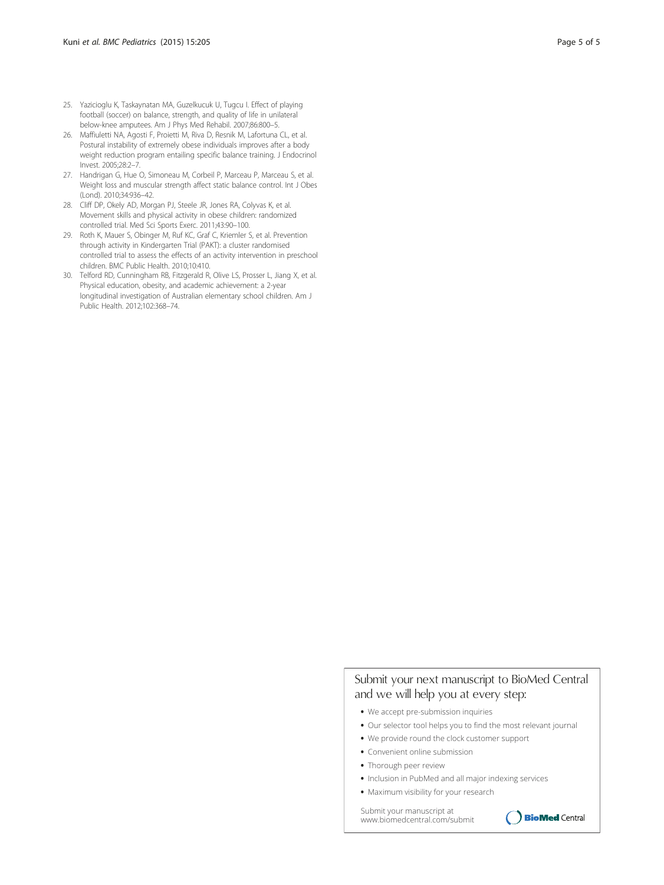25. Yazicioglu K, Taskaynatan MA, Guzelkucuk U, Tugcu I. Effect of playing football (soccer) on balance, strength, and quality of life in unilateral below-knee amputees. Am J Phys Med Rehabil. 2007;86:800–5.
26. Maffiuletti NA, Agosti F, Proietti M, Riva D, Resnik M, Lafortuna CL, et al. Postural instability of extremely obese individuals improves after a body weight reduction program entailing specific balance training. J Endocrinol Invest. 2005;28:2–7.
27. Handrigan G, Hue O, Simoneau M, Corbeil P, Marceau P, Marceau S, et al. Weight loss and muscular strength affect static balance control. Int J Obes (Lond). 2010;34:936–42.
28. Cliff DP, Okely AD, Morgan PJ, Steele JR, Jones RA, Colyvas K, et al. Movement skills and physical activity in obese children: randomized controlled trial. Med Sci Sports Exerc. 2011;43:90–100.
29. Roth K, Mauer S, Obinger M, Ruf KC, Graf C, Kriemler S, et al. Prevention through activity in Kindergarten Trial (PAKT): a cluster randomised controlled trial to assess the effects of an activity intervention in preschool children. BMC Public Health. 2010;10:410.
30. Telford RD, Cunningham RB, Fitzgerald R, Olive LS, Prosser L, Jiang X, et al. Physical education, obesity, and academic achievement: a 2-year longitudinal investigation of Australian elementary school children. Am J Public Health. 2012;102:368–74.

Submit your next manuscript to BioMed Central and we will help you at every step:

- We accept pre-submission inquiries
- Our selector tool helps you to find the most relevant journal
- We provide round the clock customer support
- Convenient online submission
- Thorough peer review
- Inclusion in PubMed and all major indexing services
- Maximum visibility for your research

Submit your manuscript at www.biomedcentral.com/submit

BioMed Central